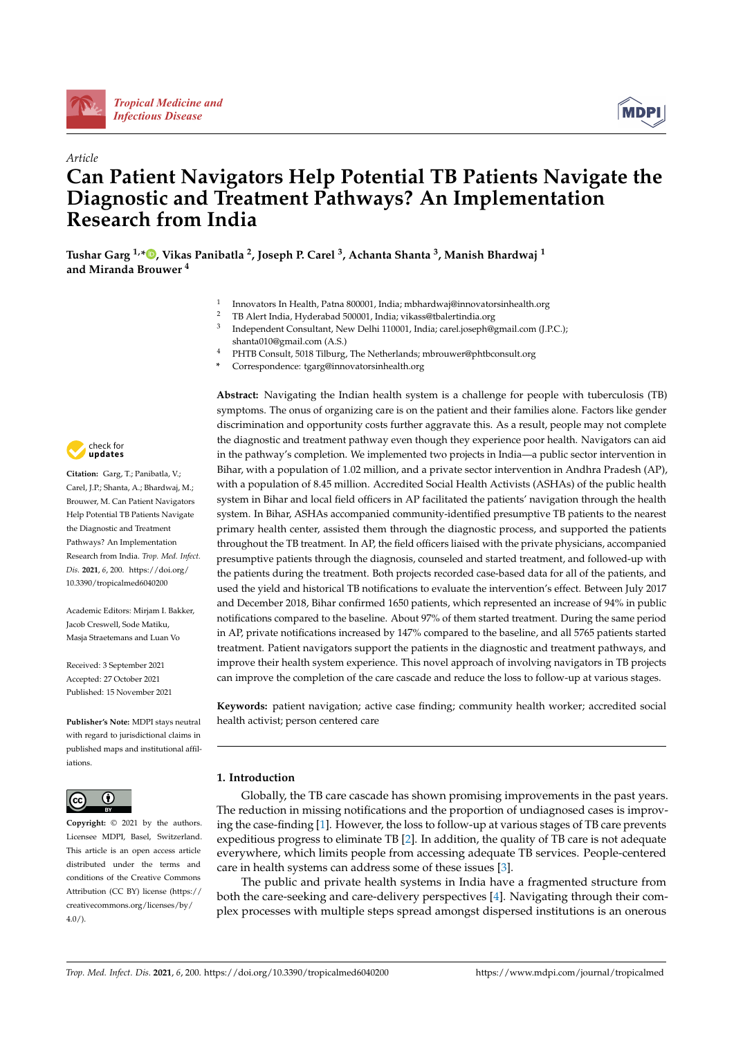*Article*

# Can Patient Navigators Help Potential TB Patients Navigate the Diagnostic and Treatment Pathways? An Implementation Research from India

**Tushar Garg [1,*], Vikas Panibatla [2], Joseph P. Carel [3], Achanta Shanta [3], Manish Bhardwaj [1] and Miranda Brouwer [4]**

[1] Innovators In Health, Patna 800001, India; mbhardwaj@innovatorsinhealth.org
[2] TB Alert India, Hyderabad 500001, India; vikass@tbalertindia.org
[3] Independent Consultant, New Delhi 110001, India; carel.joseph@gmail.com (J.P.C.); shanta010@gmail.com (A.S.)
[4] PHTB Consult, 5018 Tilburg, The Netherlands; mbrouwer@phtbconsult.org
* Correspondence: tgarg@innovatorsinhealth.org

**Citation:** Garg, T.; Panibatla, V.; Carel, J.P.; Shanta, A.; Bhardwaj, M.; Brouwer, M. Can Patient Navigators Help Potential TB Patients Navigate the Diagnostic and Treatment Pathways? An Implementation Research from India. *Trop. Med. Infect. Dis.* **2021**, *6*, 200. https://doi.org/10.3390/tropicalmed6040200

Academic Editors: Mirjam I. Bakker, Jacob Creswell, Sode Matiku, Masja Straetemans and Luan Vo

Received: 3 September 2021
Accepted: 27 October 2021
Published: 15 November 2021

**Publisher's Note:** MDPI stays neutral with regard to jurisdictional claims in published maps and institutional affiliations.

**Copyright:** © 2021 by the authors. Licensee MDPI, Basel, Switzerland. This article is an open access article distributed under the terms and conditions of the Creative Commons Attribution (CC BY) license (https://creativecommons.org/licenses/by/4.0/).

**Abstract:** Navigating the Indian health system is a challenge for people with tuberculosis (TB) symptoms. The onus of organizing care is on the patient and their families alone. Factors like gender discrimination and opportunity costs further aggravate this. As a result, people may not complete the diagnostic and treatment pathway even though they experience poor health. Navigators can aid in the pathway's completion. We implemented two projects in India—a public sector intervention in Bihar, with a population of 1.02 million, and a private sector intervention in Andhra Pradesh (AP), with a population of 8.45 million. Accredited Social Health Activists (ASHAs) of the public health system in Bihar and local field officers in AP facilitated the patients' navigation through the health system. In Bihar, ASHAs accompanied community-identified presumptive TB patients to the nearest primary health center, assisted them through the diagnostic process, and supported the patients throughout the TB treatment. In AP, the field officers liaised with the private physicians, accompanied presumptive patients through the diagnosis, counseled and started treatment, and followed-up with the patients during the treatment. Both projects recorded case-based data for all of the patients, and used the yield and historical TB notifications to evaluate the intervention's effect. Between July 2017 and December 2018, Bihar confirmed 1650 patients, which represented an increase of 94% in public notifications compared to the baseline. About 97% of them started treatment. During the same period in AP, private notifications increased by 147% compared to the baseline, and all 5765 patients started treatment. Patient navigators support the patients in the diagnostic and treatment pathways, and improve their health system experience. This novel approach of involving navigators in TB projects can improve the completion of the care cascade and reduce the loss to follow-up at various stages.

**Keywords:** patient navigation; active case finding; community health worker; accredited social health activist; person centered care

## 1. Introduction

Globally, the TB care cascade has shown promising improvements in the past years. The reduction in missing notifications and the proportion of undiagnosed cases is improving the case-finding [1]. However, the loss to follow-up at various stages of TB care prevents expeditious progress to eliminate TB [2]. In addition, the quality of TB care is not adequate everywhere, which limits people from accessing adequate TB services. People-centered care in health systems can address some of these issues [3].

The public and private health systems in India have a fragmented structure from both the care-seeking and care-delivery perspectives [4]. Navigating through their complex processes with multiple steps spread amongst dispersed institutions is an onerous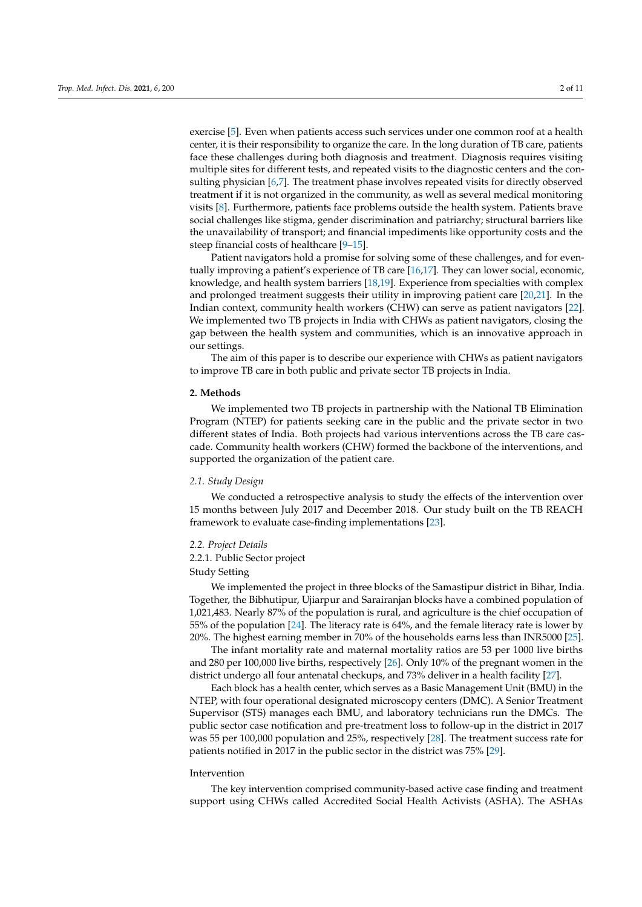exercise [5]. Even when patients access such services under one common roof at a health center, it is their responsibility to organize the care. In the long duration of TB care, patients face these challenges during both diagnosis and treatment. Diagnosis requires visiting multiple sites for different tests, and repeated visits to the diagnostic centers and the consulting physician [6,7]. The treatment phase involves repeated visits for directly observed treatment if it is not organized in the community, as well as several medical monitoring visits [8]. Furthermore, patients face problems outside the health system. Patients brave social challenges like stigma, gender discrimination and patriarchy; structural barriers like the unavailability of transport; and financial impediments like opportunity costs and the steep financial costs of healthcare [9–15].

Patient navigators hold a promise for solving some of these challenges, and for eventually improving a patient's experience of TB care [16,17]. They can lower social, economic, knowledge, and health system barriers [18,19]. Experience from specialties with complex and prolonged treatment suggests their utility in improving patient care [20,21]. In the Indian context, community health workers (CHW) can serve as patient navigators [22]. We implemented two TB projects in India with CHWs as patient navigators, closing the gap between the health system and communities, which is an innovative approach in our settings.

The aim of this paper is to describe our experience with CHWs as patient navigators to improve TB care in both public and private sector TB projects in India.

## 2. Methods

We implemented two TB projects in partnership with the National TB Elimination Program (NTEP) for patients seeking care in the public and the private sector in two different states of India. Both projects had various interventions across the TB care cascade. Community health workers (CHW) formed the backbone of the interventions, and supported the organization of the patient care.

### *2.1. Study Design*

We conducted a retrospective analysis to study the effects of the intervention over 15 months between July 2017 and December 2018. Our study built on the TB REACH framework to evaluate case-finding implementations [23].

### *2.2. Project Details*

#### 2.2.1. Public Sector project

Study Setting

We implemented the project in three blocks of the Samastipur district in Bihar, India. Together, the Bibhutipur, Ujiarpur and Sarairanjan blocks have a combined population of 1,021,483. Nearly 87% of the population is rural, and agriculture is the chief occupation of 55% of the population [24]. The literacy rate is 64%, and the female literacy rate is lower by 20%. The highest earning member in 70% of the households earns less than INR5000 [25].

The infant mortality rate and maternal mortality ratios are 53 per 1000 live births and 280 per 100,000 live births, respectively [26]. Only 10% of the pregnant women in the district undergo all four antenatal checkups, and 73% deliver in a health facility [27].

Each block has a health center, which serves as a Basic Management Unit (BMU) in the NTEP, with four operational designated microscopy centers (DMC). A Senior Treatment Supervisor (STS) manages each BMU, and laboratory technicians run the DMCs. The public sector case notification and pre-treatment loss to follow-up in the district in 2017 was 55 per 100,000 population and 25%, respectively [28]. The treatment success rate for patients notified in 2017 in the public sector in the district was 75% [29].

Intervention

The key intervention comprised community-based active case finding and treatment support using CHWs called Accredited Social Health Activists (ASHA). The ASHAs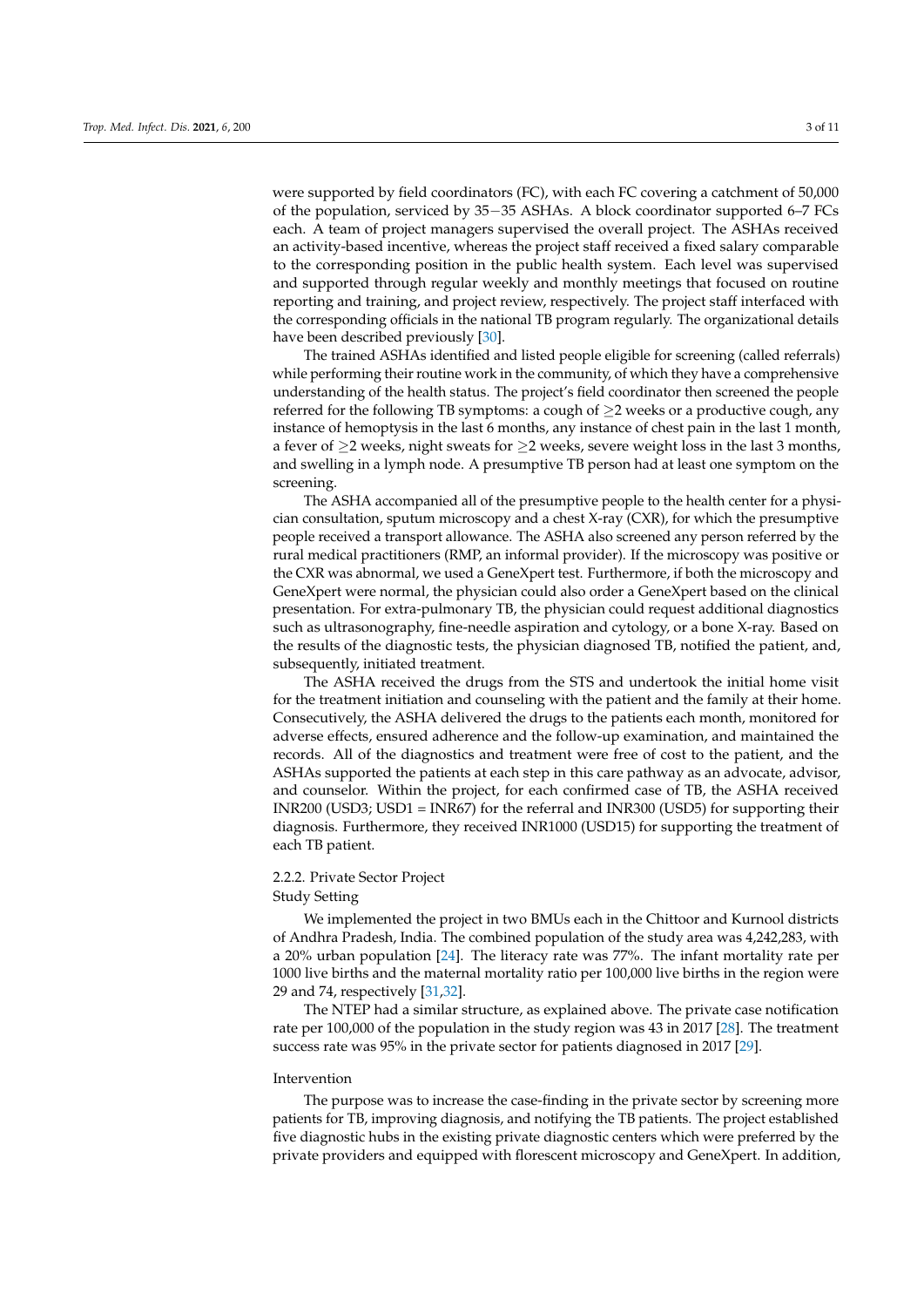were supported by field coordinators (FC), with each FC covering a catchment of 50,000 of the population, serviced by 35−35 ASHAs. A block coordinator supported 6–7 FCs each. A team of project managers supervised the overall project. The ASHAs received an activity-based incentive, whereas the project staff received a fixed salary comparable to the corresponding position in the public health system. Each level was supervised and supported through regular weekly and monthly meetings that focused on routine reporting and training, and project review, respectively. The project staff interfaced with the corresponding officials in the national TB program regularly. The organizational details have been described previously [30].

The trained ASHAs identified and listed people eligible for screening (called referrals) while performing their routine work in the community, of which they have a comprehensive understanding of the health status. The project's field coordinator then screened the people referred for the following TB symptoms: a cough of ≥2 weeks or a productive cough, any instance of hemoptysis in the last 6 months, any instance of chest pain in the last 1 month, a fever of ≥2 weeks, night sweats for ≥2 weeks, severe weight loss in the last 3 months, and swelling in a lymph node. A presumptive TB person had at least one symptom on the screening.

The ASHA accompanied all of the presumptive people to the health center for a physician consultation, sputum microscopy and a chest X-ray (CXR), for which the presumptive people received a transport allowance. The ASHA also screened any person referred by the rural medical practitioners (RMP, an informal provider). If the microscopy was positive or the CXR was abnormal, we used a GeneXpert test. Furthermore, if both the microscopy and GeneXpert were normal, the physician could also order a GeneXpert based on the clinical presentation. For extra-pulmonary TB, the physician could request additional diagnostics such as ultrasonography, fine-needle aspiration and cytology, or a bone X-ray. Based on the results of the diagnostic tests, the physician diagnosed TB, notified the patient, and, subsequently, initiated treatment.

The ASHA received the drugs from the STS and undertook the initial home visit for the treatment initiation and counseling with the patient and the family at their home. Consecutively, the ASHA delivered the drugs to the patients each month, monitored for adverse effects, ensured adherence and the follow-up examination, and maintained the records. All of the diagnostics and treatment were free of cost to the patient, and the ASHAs supported the patients at each step in this care pathway as an advocate, advisor, and counselor. Within the project, for each confirmed case of TB, the ASHA received INR200 (USD3; USD1 = INR67) for the referral and INR300 (USD5) for supporting their diagnosis. Furthermore, they received INR1000 (USD15) for supporting the treatment of each TB patient.

#### 2.2.2. Private Sector Project

##### Study Setting

We implemented the project in two BMUs each in the Chittoor and Kurnool districts of Andhra Pradesh, India. The combined population of the study area was 4,242,283, with a 20% urban population [24]. The literacy rate was 77%. The infant mortality rate per 1000 live births and the maternal mortality ratio per 100,000 live births in the region were 29 and 74, respectively [31,32].

The NTEP had a similar structure, as explained above. The private case notification rate per 100,000 of the population in the study region was 43 in 2017 [28]. The treatment success rate was 95% in the private sector for patients diagnosed in 2017 [29].

##### Intervention

The purpose was to increase the case-finding in the private sector by screening more patients for TB, improving diagnosis, and notifying the TB patients. The project established five diagnostic hubs in the existing private diagnostic centers which were preferred by the private providers and equipped with florescent microscopy and GeneXpert. In addition,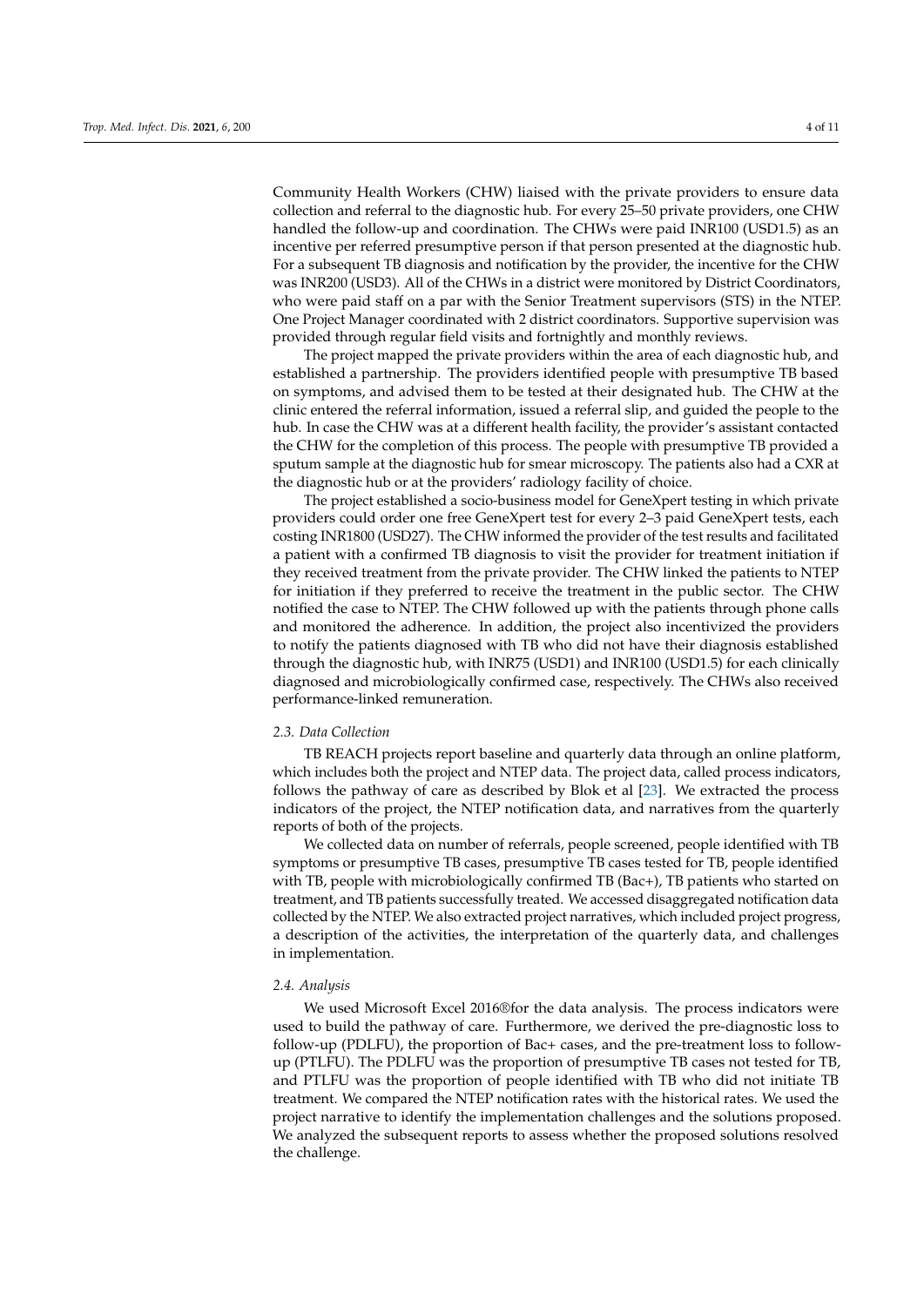Community Health Workers (CHW) liaised with the private providers to ensure data collection and referral to the diagnostic hub. For every 25–50 private providers, one CHW handled the follow-up and coordination. The CHWs were paid INR100 (USD1.5) as an incentive per referred presumptive person if that person presented at the diagnostic hub. For a subsequent TB diagnosis and notification by the provider, the incentive for the CHW was INR200 (USD3). All of the CHWs in a district were monitored by District Coordinators, who were paid staff on a par with the Senior Treatment supervisors (STS) in the NTEP. One Project Manager coordinated with 2 district coordinators. Supportive supervision was provided through regular field visits and fortnightly and monthly reviews.

The project mapped the private providers within the area of each diagnostic hub, and established a partnership. The providers identified people with presumptive TB based on symptoms, and advised them to be tested at their designated hub. The CHW at the clinic entered the referral information, issued a referral slip, and guided the people to the hub. In case the CHW was at a different health facility, the provider's assistant contacted the CHW for the completion of this process. The people with presumptive TB provided a sputum sample at the diagnostic hub for smear microscopy. The patients also had a CXR at the diagnostic hub or at the providers' radiology facility of choice.

The project established a socio-business model for GeneXpert testing in which private providers could order one free GeneXpert test for every 2–3 paid GeneXpert tests, each costing INR1800 (USD27). The CHW informed the provider of the test results and facilitated a patient with a confirmed TB diagnosis to visit the provider for treatment initiation if they received treatment from the private provider. The CHW linked the patients to NTEP for initiation if they preferred to receive the treatment in the public sector. The CHW notified the case to NTEP. The CHW followed up with the patients through phone calls and monitored the adherence. In addition, the project also incentivized the providers to notify the patients diagnosed with TB who did not have their diagnosis established through the diagnostic hub, with INR75 (USD1) and INR100 (USD1.5) for each clinically diagnosed and microbiologically confirmed case, respectively. The CHWs also received performance-linked remuneration.

### *2.3. Data Collection*

TB REACH projects report baseline and quarterly data through an online platform, which includes both the project and NTEP data. The project data, called process indicators, follows the pathway of care as described by Blok et al [23]. We extracted the process indicators of the project, the NTEP notification data, and narratives from the quarterly reports of both of the projects.

We collected data on number of referrals, people screened, people identified with TB symptoms or presumptive TB cases, presumptive TB cases tested for TB, people identified with TB, people with microbiologically confirmed TB (Bac+), TB patients who started on treatment, and TB patients successfully treated. We accessed disaggregated notification data collected by the NTEP. We also extracted project narratives, which included project progress, a description of the activities, the interpretation of the quarterly data, and challenges in implementation.

### *2.4. Analysis*

We used Microsoft Excel 2016®for the data analysis. The process indicators were used to build the pathway of care. Furthermore, we derived the pre-diagnostic loss to follow-up (PDLFU), the proportion of Bac+ cases, and the pre-treatment loss to follow-up (PTLFU). The PDLFU was the proportion of presumptive TB cases not tested for TB, and PTLFU was the proportion of people identified with TB who did not initiate TB treatment. We compared the NTEP notification rates with the historical rates. We used the project narrative to identify the implementation challenges and the solutions proposed. We analyzed the subsequent reports to assess whether the proposed solutions resolved the challenge.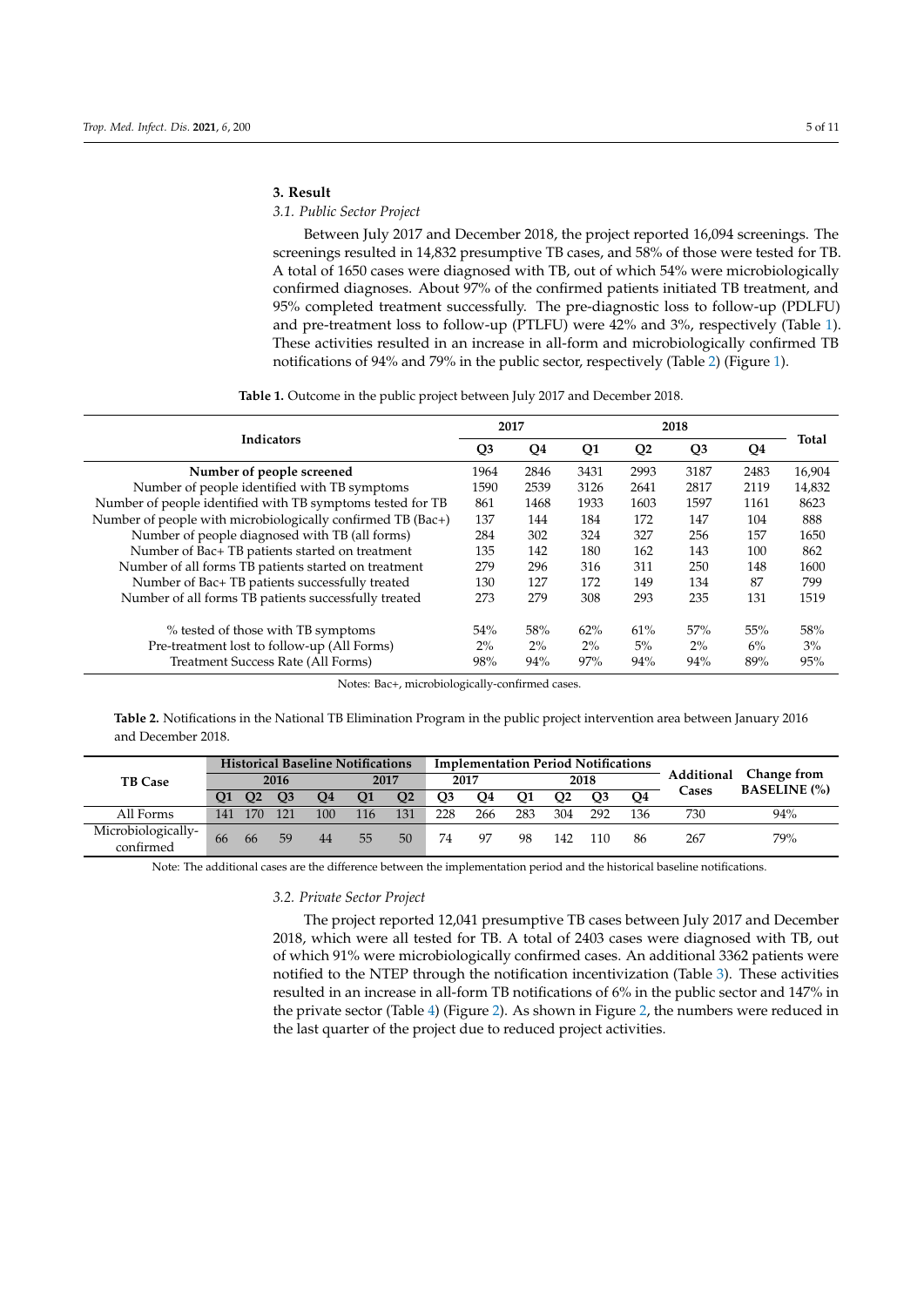## 3. Result

### 3.1. Public Sector Project

Between July 2017 and December 2018, the project reported 16,094 screenings. The screenings resulted in 14,832 presumptive TB cases, and 58% of those were tested for TB. A total of 1650 cases were diagnosed with TB, out of which 54% were microbiologically confirmed diagnoses. About 97% of the confirmed patients initiated TB treatment, and 95% completed treatment successfully. The pre-diagnostic loss to follow-up (PDLFU) and pre-treatment loss to follow-up (PTLFU) were 42% and 3%, respectively (Table 1). These activities resulted in an increase in all-form and microbiologically confirmed TB notifications of 94% and 79% in the public sector, respectively (Table 2) (Figure 1).

**Table 1.** Outcome in the public project between July 2017 and December 2018.

| Indicators | 2017 | | 2018 | | | | Total |
|---|---|---|---|---|---|---|---|
| | Q3 | Q4 | Q1 | Q2 | Q3 | Q4 | |
| **Number of people screened** | 1964 | 2846 | 3431 | 2993 | 3187 | 2483 | 16,904 |
| Number of people identified with TB symptoms | 1590 | 2539 | 3126 | 2641 | 2817 | 2119 | 14,832 |
| Number of people identified with TB symptoms tested for TB | 861 | 1468 | 1933 | 1603 | 1597 | 1161 | 8623 |
| Number of people with microbiologically confirmed TB (Bac+) | 137 | 144 | 184 | 172 | 147 | 104 | 888 |
| Number of people diagnosed with TB (all forms) | 284 | 302 | 324 | 327 | 256 | 157 | 1650 |
| Number of Bac+ TB patients started on treatment | 135 | 142 | 180 | 162 | 143 | 100 | 862 |
| Number of all forms TB patients started on treatment | 279 | 296 | 316 | 311 | 250 | 148 | 1600 |
| Number of Bac+ TB patients successfully treated | 130 | 127 | 172 | 149 | 134 | 87 | 799 |
| Number of all forms TB patients successfully treated | 273 | 279 | 308 | 293 | 235 | 131 | 1519 |
| % tested of those with TB symptoms | 54% | 58% | 62% | 61% | 57% | 55% | 58% |
| Pre-treatment lost to follow-up (All Forms) | 2% | 2% | 2% | 5% | 2% | 6% | 3% |
| Treatment Success Rate (All Forms) | 98% | 94% | 97% | 94% | 94% | 89% | 95% |

Notes: Bac+, microbiologically-confirmed cases.

**Table 2.** Notifications in the National TB Elimination Program in the public project intervention area between January 2016 and December 2018.

| TB Case | Historical Baseline Notifications | | | | | | Implementation Period Notifications | | | | | | Additional Cases | Change from BASELINE (%) |
|---|---|---|---|---|---|---|---|---|---|---|---|---|---|---|
| | 2016 | | | | 2017 | | 2017 | | 2018 | | | | | |
| | Q1 | Q2 | Q3 | Q4 | Q1 | Q2 | Q3 | Q4 | Q1 | Q2 | Q3 | Q4 | | |
| All Forms | 141 | 170 | 121 | 100 | 116 | 131 | 228 | 266 | 283 | 304 | 292 | 136 | 730 | 94% |
| Microbiologically-confirmed | 66 | 66 | 59 | 44 | 55 | 50 | 74 | 97 | 98 | 142 | 110 | 86 | 267 | 79% |

Note: The additional cases are the difference between the implementation period and the historical baseline notifications.

### 3.2. Private Sector Project

The project reported 12,041 presumptive TB cases between July 2017 and December 2018, which were all tested for TB. A total of 2403 cases were diagnosed with TB, out of which 91% were microbiologically confirmed cases. An additional 3362 patients were notified to the NTEP through the notification incentivization (Table 3). These activities resulted in an increase in all-form TB notifications of 6% in the public sector and 147% in the private sector (Table 4) (Figure 2). As shown in Figure 2, the numbers were reduced in the last quarter of the project due to reduced project activities.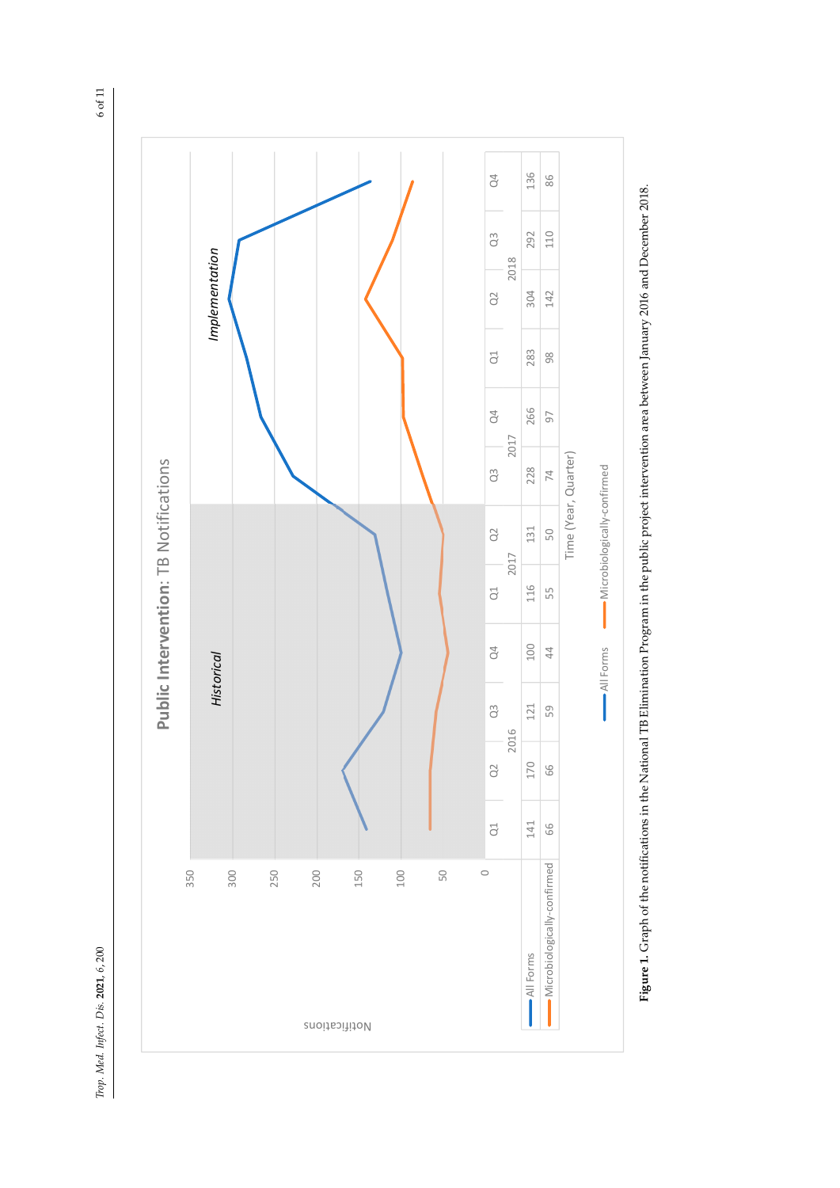| | 2016 | | | | 2017 | | | | 2018 | | | |
|---|---|---|---|---|---|---|---|---|---|---|---|---|
| | Q1 | Q2 | Q3 | Q4 | Q1 | Q2 | Q3 | Q4 | Q1 | Q2 | Q3 | Q4 |
| All Forms | 141 | 170 | 121 | 100 | 116 | 131 | 228 | 266 | 283 | 304 | 292 | 136 |
| Microbiologically-confirmed | 66 | 66 | 59 | 44 | 55 | 50 | 74 | 97 | 98 | 142 | 110 | 86 |

**Figure 1.** Graph of the notifications in the National TB Elimination Program in the public project intervention area between January 2016 and December 2018.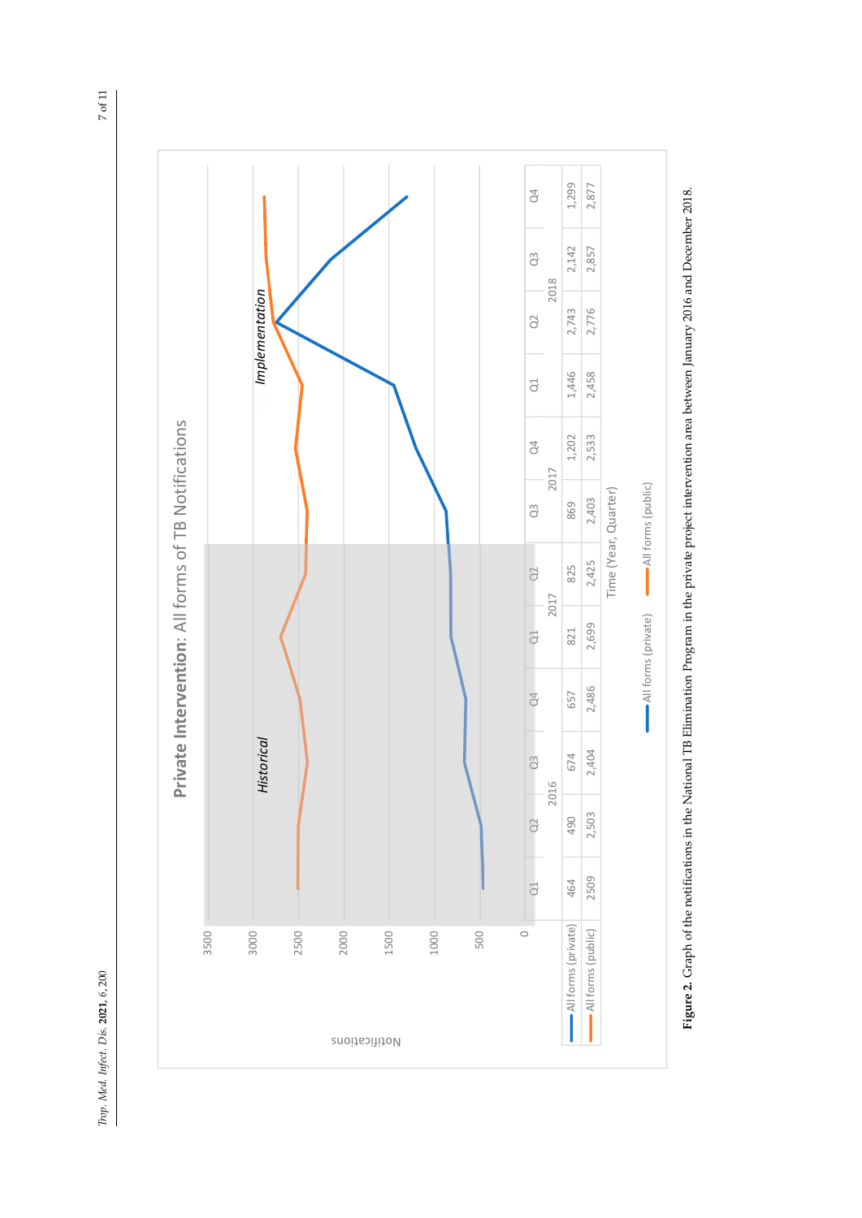**Private Intervention**: All forms of TB Notifications

| | 2016 Q1 | 2016 Q2 | 2016 Q3 | 2016 Q4 | 2017 Q1 | 2017 Q2 | 2017 Q3 | 2017 Q4 | 2018 Q1 | 2018 Q2 | 2018 Q3 | 2018 Q4 |
|---|---|---|---|---|---|---|---|---|---|---|---|---|
| All forms (private) | 464 | 490 | 674 | 657 | 821 | 825 | 869 | 1,202 | 1,446 | 2,743 | 2,142 | 1,299 |
| All forms (public) | 2509 | 2,503 | 2,404 | 2,486 | 2,699 | 2,425 | 2,403 | 2,533 | 2,458 | 2,776 | 2,857 | 2,877 |

**Figure 2.** Graph of the notifications in the National TB Elimination Program in the private project intervention area between January 2016 and December 2018.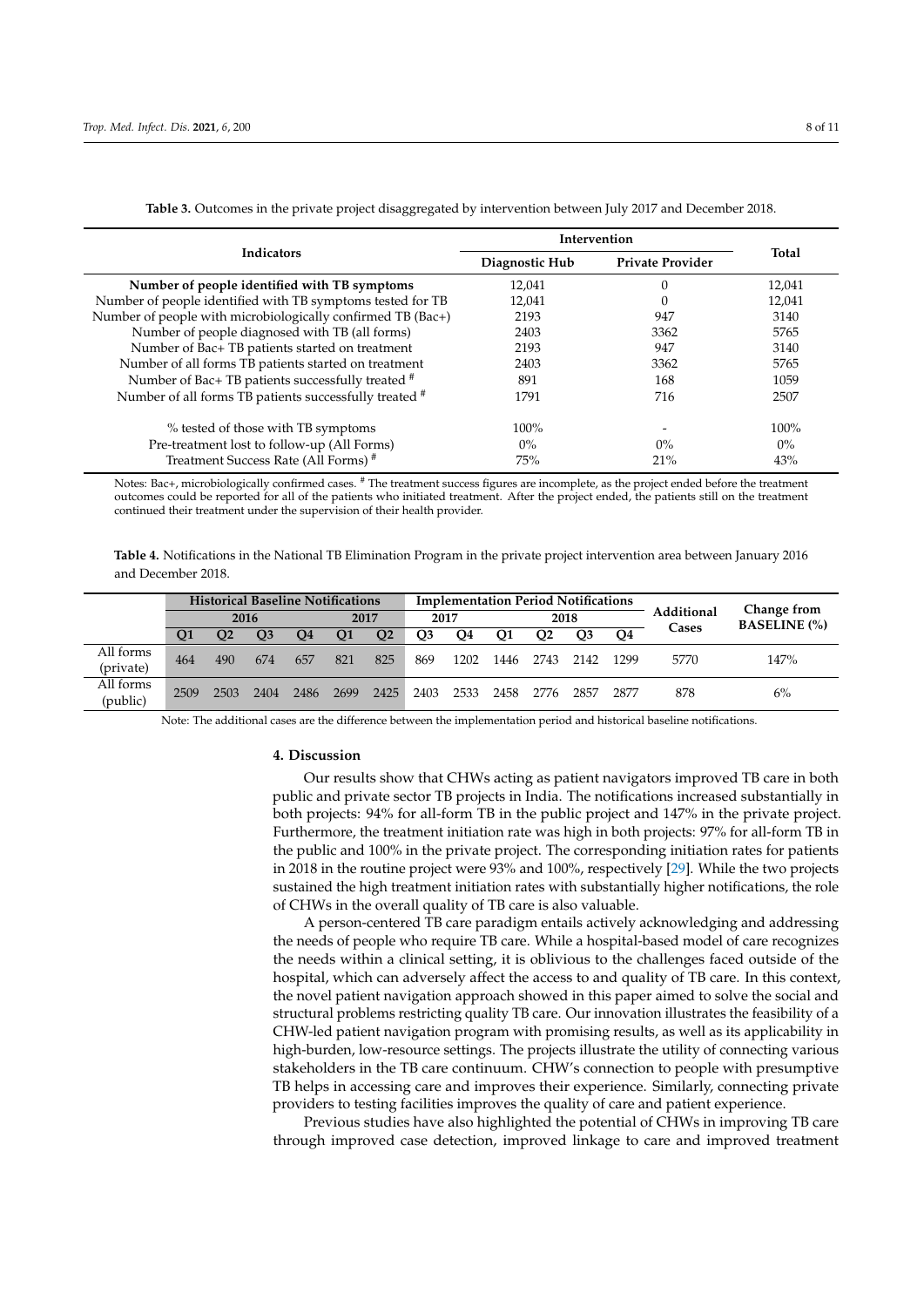**Table 3.** Outcomes in the private project disaggregated by intervention between July 2017 and December 2018.

| Indicators | Intervention | | Total |
|---|---|---|---|
| | Diagnostic Hub | Private Provider | |
| **Number of people identified with TB symptoms** | 12,041 | 0 | 12,041 |
| Number of people identified with TB symptoms tested for TB | 12,041 | 0 | 12,041 |
| Number of people with microbiologically confirmed TB (Bac+) | 2193 | 947 | 3140 |
| Number of people diagnosed with TB (all forms) | 2403 | 3362 | 5765 |
| Number of Bac+ TB patients started on treatment | 2193 | 947 | 3140 |
| Number of all forms TB patients started on treatment | 2403 | 3362 | 5765 |
| Number of Bac+ TB patients successfully treated # | 891 | 168 | 1059 |
| Number of all forms TB patients successfully treated # | 1791 | 716 | 2507 |
| % tested of those with TB symptoms | 100% | - | 100% |
| Pre-treatment lost to follow-up (All Forms) | 0% | 0% | 0% |
| Treatment Success Rate (All Forms) # | 75% | 21% | 43% |

Notes: Bac+, microbiologically confirmed cases. # The treatment success figures are incomplete, as the project ended before the treatment outcomes could be reported for all of the patients who initiated treatment. After the project ended, the patients still on the treatment continued their treatment under the supervision of their health provider.

**Table 4.** Notifications in the National TB Elimination Program in the private project intervention area between January 2016 and December 2018.

| | Historical Baseline Notifications | | | | | | Implementation Period Notifications | | | | | | Additional Cases | Change from BASELINE (%) |
|---|---|---|---|---|---|---|---|---|---|---|---|---|---|---|
| | 2016 | | | | 2017 | | 2017 | | 2018 | | | | | |
| | Q1 | Q2 | Q3 | Q4 | Q1 | Q2 | Q3 | Q4 | Q1 | Q2 | Q3 | Q4 | | |
| All forms (private) | 464 | 490 | 674 | 657 | 821 | 825 | 869 | 1202 | 1446 | 2743 | 2142 | 1299 | 5770 | 147% |
| All forms (public) | 2509 | 2503 | 2404 | 2486 | 2699 | 2425 | 2403 | 2533 | 2458 | 2776 | 2857 | 2877 | 878 | 6% |

Note: The additional cases are the difference between the implementation period and historical baseline notifications.

## 4. Discussion

Our results show that CHWs acting as patient navigators improved TB care in both public and private sector TB projects in India. The notifications increased substantially in both projects: 94% for all-form TB in the public project and 147% in the private project. Furthermore, the treatment initiation rate was high in both projects: 97% for all-form TB in the public and 100% in the private project. The corresponding initiation rates for patients in 2018 in the routine project were 93% and 100%, respectively [29]. While the two projects sustained the high treatment initiation rates with substantially higher notifications, the role of CHWs in the overall quality of TB care is also valuable.

A person-centered TB care paradigm entails actively acknowledging and addressing the needs of people who require TB care. While a hospital-based model of care recognizes the needs within a clinical setting, it is oblivious to the challenges faced outside of the hospital, which can adversely affect the access to and quality of TB care. In this context, the novel patient navigation approach showed in this paper aimed to solve the social and structural problems restricting quality TB care. Our innovation illustrates the feasibility of a CHW-led patient navigation program with promising results, as well as its applicability in high-burden, low-resource settings. The projects illustrate the utility of connecting various stakeholders in the TB care continuum. CHW's connection to people with presumptive TB helps in accessing care and improves their experience. Similarly, connecting private providers to testing facilities improves the quality of care and patient experience.

Previous studies have also highlighted the potential of CHWs in improving TB care through improved case detection, improved linkage to care and improved treatment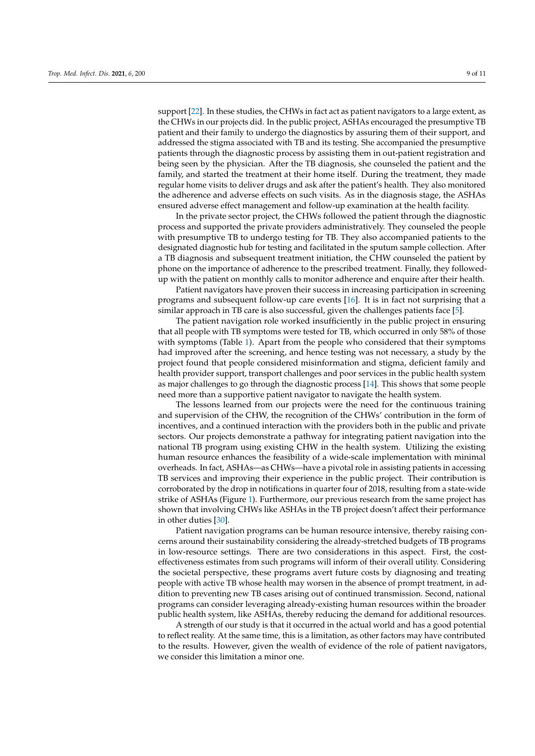support [22]. In these studies, the CHWs in fact act as patient navigators to a large extent, as the CHWs in our projects did. In the public project, ASHAs encouraged the presumptive TB patient and their family to undergo the diagnostics by assuring them of their support, and addressed the stigma associated with TB and its testing. She accompanied the presumptive patients through the diagnostic process by assisting them in out-patient registration and being seen by the physician. After the TB diagnosis, she counseled the patient and the family, and started the treatment at their home itself. During the treatment, they made regular home visits to deliver drugs and ask after the patient's health. They also monitored the adherence and adverse effects on such visits. As in the diagnosis stage, the ASHAs ensured adverse effect management and follow-up examination at the health facility.

In the private sector project, the CHWs followed the patient through the diagnostic process and supported the private providers administratively. They counseled the people with presumptive TB to undergo testing for TB. They also accompanied patients to the designated diagnostic hub for testing and facilitated in the sputum sample collection. After a TB diagnosis and subsequent treatment initiation, the CHW counseled the patient by phone on the importance of adherence to the prescribed treatment. Finally, they followed-up with the patient on monthly calls to monitor adherence and enquire after their health.

Patient navigators have proven their success in increasing participation in screening programs and subsequent follow-up care events [16]. It is in fact not surprising that a similar approach in TB care is also successful, given the challenges patients face [5].

The patient navigation role worked insufficiently in the public project in ensuring that all people with TB symptoms were tested for TB, which occurred in only 58% of those with symptoms (Table 1). Apart from the people who considered that their symptoms had improved after the screening, and hence testing was not necessary, a study by the project found that people considered misinformation and stigma, deficient family and health provider support, transport challenges and poor services in the public health system as major challenges to go through the diagnostic process [14]. This shows that some people need more than a supportive patient navigator to navigate the health system.

The lessons learned from our projects were the need for the continuous training and supervision of the CHW, the recognition of the CHWs' contribution in the form of incentives, and a continued interaction with the providers both in the public and private sectors. Our projects demonstrate a pathway for integrating patient navigation into the national TB program using existing CHW in the health system. Utilizing the existing human resource enhances the feasibility of a wide-scale implementation with minimal overheads. In fact, ASHAs—as CHWs—have a pivotal role in assisting patients in accessing TB services and improving their experience in the public project. Their contribution is corroborated by the drop in notifications in quarter four of 2018, resulting from a state-wide strike of ASHAs (Figure 1). Furthermore, our previous research from the same project has shown that involving CHWs like ASHAs in the TB project doesn't affect their performance in other duties [30].

Patient navigation programs can be human resource intensive, thereby raising concerns around their sustainability considering the already-stretched budgets of TB programs in low-resource settings. There are two considerations in this aspect. First, the cost-effectiveness estimates from such programs will inform of their overall utility. Considering the societal perspective, these programs avert future costs by diagnosing and treating people with active TB whose health may worsen in the absence of prompt treatment, in addition to preventing new TB cases arising out of continued transmission. Second, national programs can consider leveraging already-existing human resources within the broader public health system, like ASHAs, thereby reducing the demand for additional resources.

A strength of our study is that it occurred in the actual world and has a good potential to reflect reality. At the same time, this is a limitation, as other factors may have contributed to the results. However, given the wealth of evidence of the role of patient navigators, we consider this limitation a minor one.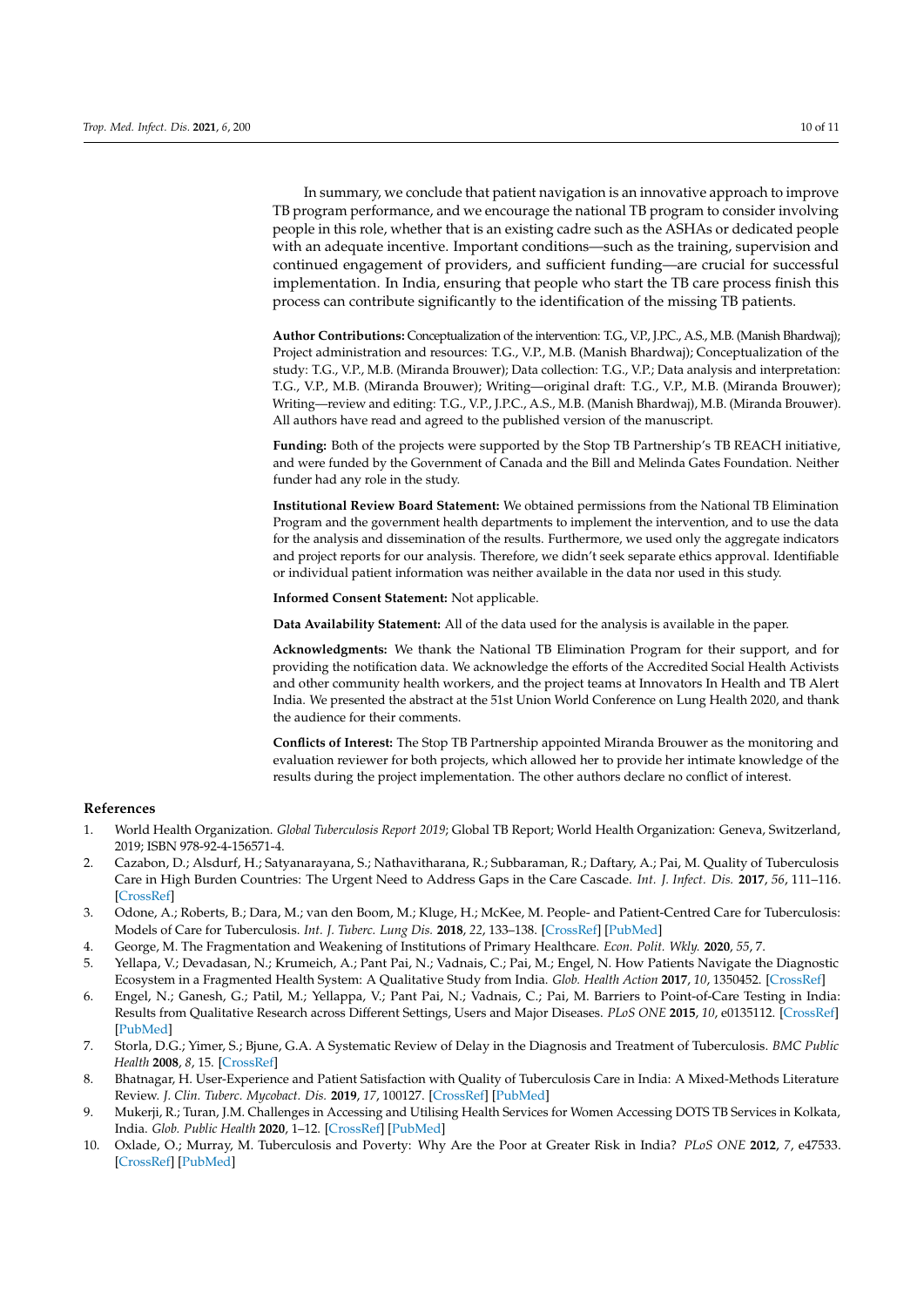In summary, we conclude that patient navigation is an innovative approach to improve TB program performance, and we encourage the national TB program to consider involving people in this role, whether that is an existing cadre such as the ASHAs or dedicated people with an adequate incentive. Important conditions—such as the training, supervision and continued engagement of providers, and sufficient funding—are crucial for successful implementation. In India, ensuring that people who start the TB care process finish this process can contribute significantly to the identification of the missing TB patients.

**Author Contributions:** Conceptualization of the intervention: T.G., V.P., J.P.C., A.S., M.B. (Manish Bhardwaj); Project administration and resources: T.G., V.P., M.B. (Manish Bhardwaj); Conceptualization of the study: T.G., V.P., M.B. (Miranda Brouwer); Data collection: T.G., V.P.; Data analysis and interpretation: T.G., V.P., M.B. (Miranda Brouwer); Writing—original draft: T.G., V.P., M.B. (Miranda Brouwer); Writing—review and editing: T.G., V.P., J.P.C., A.S., M.B. (Manish Bhardwaj), M.B. (Miranda Brouwer). All authors have read and agreed to the published version of the manuscript.

**Funding:** Both of the projects were supported by the Stop TB Partnership's TB REACH initiative, and were funded by the Government of Canada and the Bill and Melinda Gates Foundation. Neither funder had any role in the study.

**Institutional Review Board Statement:** We obtained permissions from the National TB Elimination Program and the government health departments to implement the intervention, and to use the data for the analysis and dissemination of the results. Furthermore, we used only the aggregate indicators and project reports for our analysis. Therefore, we didn't seek separate ethics approval. Identifiable or individual patient information was neither available in the data nor used in this study.

**Informed Consent Statement:** Not applicable.

**Data Availability Statement:** All of the data used for the analysis is available in the paper.

**Acknowledgments:** We thank the National TB Elimination Program for their support, and for providing the notification data. We acknowledge the efforts of the Accredited Social Health Activists and other community health workers, and the project teams at Innovators In Health and TB Alert India. We presented the abstract at the 51st Union World Conference on Lung Health 2020, and thank the audience for their comments.

**Conflicts of Interest:** The Stop TB Partnership appointed Miranda Brouwer as the monitoring and evaluation reviewer for both projects, which allowed her to provide her intimate knowledge of the results during the project implementation. The other authors declare no conflict of interest.

## References

1. World Health Organization. *Global Tuberculosis Report 2019*; Global TB Report; World Health Organization: Geneva, Switzerland, 2019; ISBN 978-92-4-156571-4.
2. Cazabon, D.; Alsdurf, H.; Satyanarayana, S.; Nathavitharana, R.; Subbaraman, R.; Daftary, A.; Pai, M. Quality of Tuberculosis Care in High Burden Countries: The Urgent Need to Address Gaps in the Care Cascade. *Int. J. Infect. Dis.* **2017**, *56*, 111–116. [CrossRef]
3. Odone, A.; Roberts, B.; Dara, M.; van den Boom, M.; Kluge, H.; McKee, M. People- and Patient-Centred Care for Tuberculosis: Models of Care for Tuberculosis. *Int. J. Tuberc. Lung Dis.* **2018**, *22*, 133–138. [CrossRef] [PubMed]
4. George, M. The Fragmentation and Weakening of Institutions of Primary Healthcare. *Econ. Polit. Wkly.* **2020**, *55*, 7.
5. Yellapa, V.; Devadasan, N.; Krumeich, A.; Pant Pai, N.; Vadnais, C.; Pai, M.; Engel, N. How Patients Navigate the Diagnostic Ecosystem in a Fragmented Health System: A Qualitative Study from India. *Glob. Health Action* **2017**, *10*, 1350452. [CrossRef]
6. Engel, N.; Ganesh, G.; Patil, M.; Yellappa, V.; Pant Pai, N.; Vadnais, C.; Pai, M. Barriers to Point-of-Care Testing in India: Results from Qualitative Research across Different Settings, Users and Major Diseases. *PLoS ONE* **2015**, *10*, e0135112. [CrossRef] [PubMed]
7. Storla, D.G.; Yimer, S.; Bjune, G.A. A Systematic Review of Delay in the Diagnosis and Treatment of Tuberculosis. *BMC Public Health* **2008**, *8*, 15. [CrossRef]
8. Bhatnagar, H. User-Experience and Patient Satisfaction with Quality of Tuberculosis Care in India: A Mixed-Methods Literature Review. *J. Clin. Tuberc. Mycobact. Dis.* **2019**, *17*, 100127. [CrossRef] [PubMed]
9. Mukerji, R.; Turan, J.M. Challenges in Accessing and Utilising Health Services for Women Accessing DOTS TB Services in Kolkata, India. *Glob. Public Health* **2020**, 1–12. [CrossRef] [PubMed]
10. Oxlade, O.; Murray, M. Tuberculosis and Poverty: Why Are the Poor at Greater Risk in India? *PLoS ONE* **2012**, *7*, e47533. [CrossRef] [PubMed]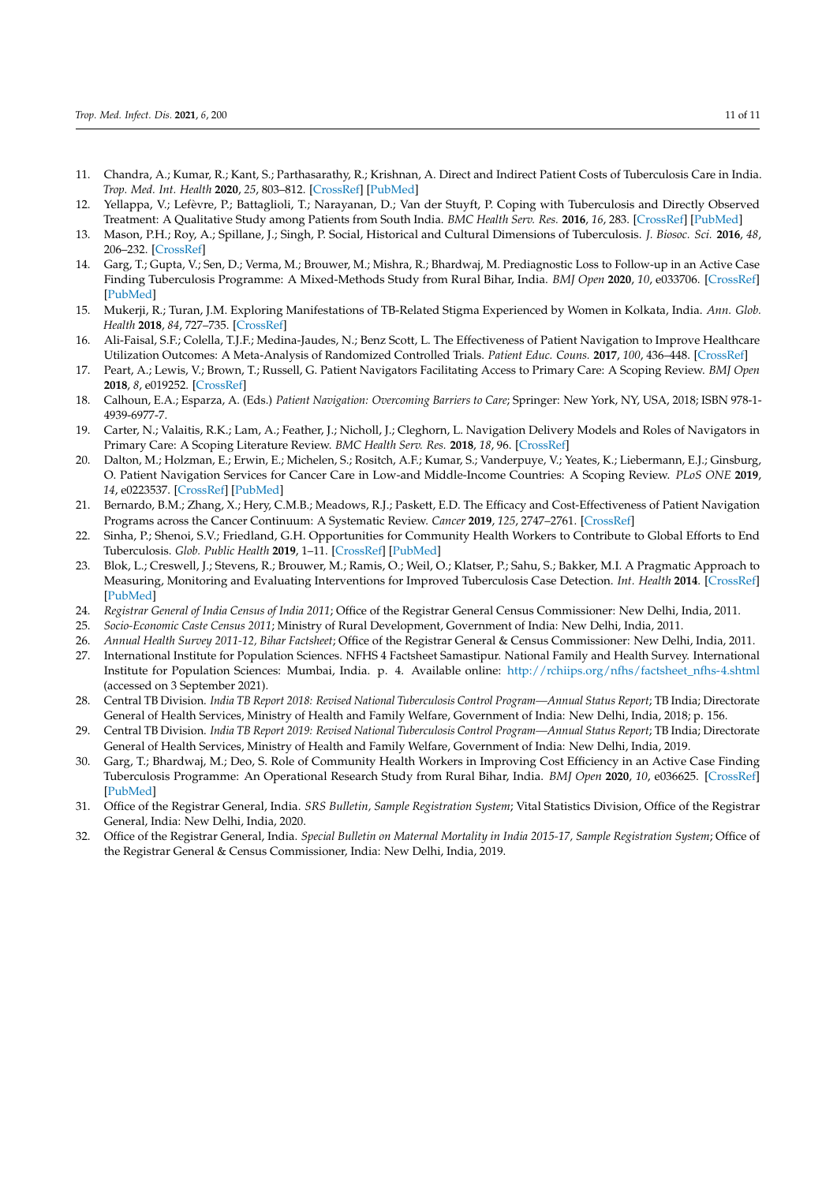11. Chandra, A.; Kumar, R.; Kant, S.; Parthasarathy, R.; Krishnan, A. Direct and Indirect Patient Costs of Tuberculosis Care in India. *Trop. Med. Int. Health* **2020**, *25*, 803–812. [CrossRef] [PubMed]
12. Yellappa, V.; Lefèvre, P.; Battaglioli, T.; Narayanan, D.; Van der Stuyft, P. Coping with Tuberculosis and Directly Observed Treatment: A Qualitative Study among Patients from South India. *BMC Health Serv. Res.* **2016**, *16*, 283. [CrossRef] [PubMed]
13. Mason, P.H.; Roy, A.; Spillane, J.; Singh, P. Social, Historical and Cultural Dimensions of Tuberculosis. *J. Biosoc. Sci.* **2016**, *48*, 206–232. [CrossRef]
14. Garg, T.; Gupta, V.; Sen, D.; Verma, M.; Brouwer, M.; Mishra, R.; Bhardwaj, M. Prediagnostic Loss to Follow-up in an Active Case Finding Tuberculosis Programme: A Mixed-Methods Study from Rural Bihar, India. *BMJ Open* **2020**, *10*, e033706. [CrossRef] [PubMed]
15. Mukerji, R.; Turan, J.M. Exploring Manifestations of TB-Related Stigma Experienced by Women in Kolkata, India. *Ann. Glob. Health* **2018**, *84*, 727–735. [CrossRef]
16. Ali-Faisal, S.F.; Colella, T.J.F.; Medina-Jaudes, N.; Benz Scott, L. The Effectiveness of Patient Navigation to Improve Healthcare Utilization Outcomes: A Meta-Analysis of Randomized Controlled Trials. *Patient Educ. Couns.* **2017**, *100*, 436–448. [CrossRef]
17. Peart, A.; Lewis, V.; Brown, T.; Russell, G. Patient Navigators Facilitating Access to Primary Care: A Scoping Review. *BMJ Open* **2018**, *8*, e019252. [CrossRef]
18. Calhoun, E.A.; Esparza, A. (Eds.) *Patient Navigation: Overcoming Barriers to Care*; Springer: New York, NY, USA, 2018; ISBN 978-1-4939-6977-7.
19. Carter, N.; Valaitis, R.K.; Lam, A.; Feather, J.; Nicholl, J.; Cleghorn, L. Navigation Delivery Models and Roles of Navigators in Primary Care: A Scoping Literature Review. *BMC Health Serv. Res.* **2018**, *18*, 96. [CrossRef]
20. Dalton, M.; Holzman, E.; Erwin, E.; Michelen, S.; Rositch, A.F.; Kumar, S.; Vanderpuye, V.; Yeates, K.; Liebermann, E.J.; Ginsburg, O. Patient Navigation Services for Cancer Care in Low-and Middle-Income Countries: A Scoping Review. *PLoS ONE* **2019**, *14*, e0223537. [CrossRef] [PubMed]
21. Bernardo, B.M.; Zhang, X.; Hery, C.M.B.; Meadows, R.J.; Paskett, E.D. The Efficacy and Cost-Effectiveness of Patient Navigation Programs across the Cancer Continuum: A Systematic Review. *Cancer* **2019**, *125*, 2747–2761. [CrossRef]
22. Sinha, P.; Shenoi, S.V.; Friedland, G.H. Opportunities for Community Health Workers to Contribute to Global Efforts to End Tuberculosis. *Glob. Public Health* **2019**, 1–11. [CrossRef] [PubMed]
23. Blok, L.; Creswell, J.; Stevens, R.; Brouwer, M.; Ramis, O.; Weil, O.; Klatser, P.; Sahu, S.; Bakker, M.I. A Pragmatic Approach to Measuring, Monitoring and Evaluating Interventions for Improved Tuberculosis Case Detection. *Int. Health* **2014**. [CrossRef] [PubMed]
24. *Registrar General of India Census of India 2011*; Office of the Registrar General Census Commissioner: New Delhi, India, 2011.
25. *Socio-Economic Caste Census 2011*; Ministry of Rural Development, Government of India: New Delhi, India, 2011.
26. *Annual Health Survey 2011-12, Bihar Factsheet*; Office of the Registrar General & Census Commissioner: New Delhi, India, 2011.
27. International Institute for Population Sciences. NFHS 4 Factsheet Samastipur. National Family and Health Survey. International Institute for Population Sciences: Mumbai, India. p. 4. Available online: http://rchiips.org/nfhs/factsheet_nfhs-4.shtml (accessed on 3 September 2021).
28. Central TB Division. *India TB Report 2018: Revised National Tuberculosis Control Program—Annual Status Report*; TB India; Directorate General of Health Services, Ministry of Health and Family Welfare, Government of India: New Delhi, India, 2018; p. 156.
29. Central TB Division. *India TB Report 2019: Revised National Tuberculosis Control Program—Annual Status Report*; TB India; Directorate General of Health Services, Ministry of Health and Family Welfare, Government of India: New Delhi, India, 2019.
30. Garg, T.; Bhardwaj, M.; Deo, S. Role of Community Health Workers in Improving Cost Efficiency in an Active Case Finding Tuberculosis Programme: An Operational Research Study from Rural Bihar, India. *BMJ Open* **2020**, *10*, e036625. [CrossRef] [PubMed]
31. Office of the Registrar General, India. *SRS Bulletin, Sample Registration System*; Vital Statistics Division, Office of the Registrar General, India: New Delhi, India, 2020.
32. Office of the Registrar General, India. *Special Bulletin on Maternal Mortality in India 2015-17, Sample Registration System*; Office of the Registrar General & Census Commissioner, India: New Delhi, India, 2019.